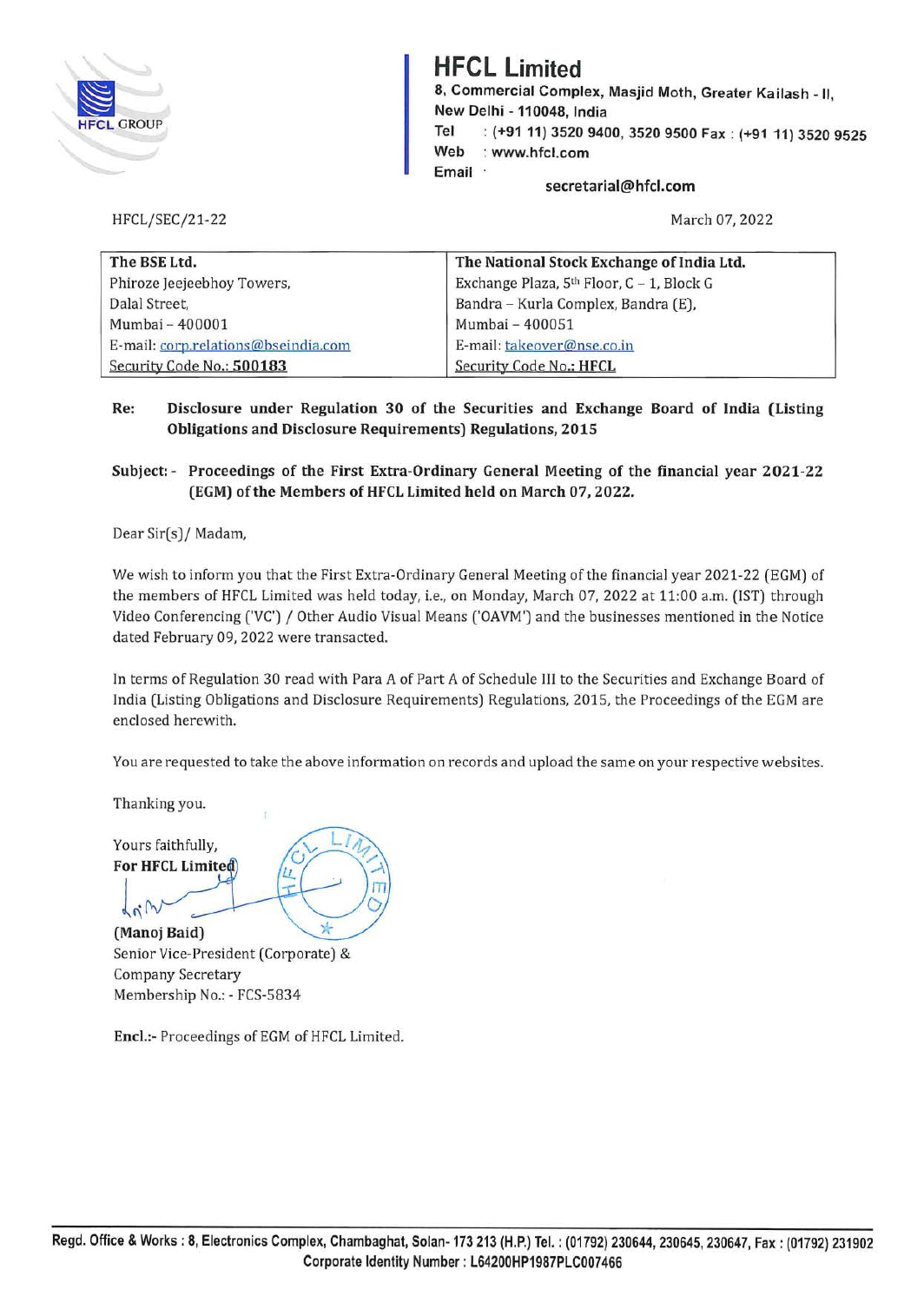# HFCL Limited

8, Commercial Complex, Masjid Moth, Greater Kailash - II, New Delhi - 110048, India
Tel : (+91 11) 3520 9400, 3520 9500 Fax : (+91 11) 3520 9525
Web : www.hfcl.com
Email : secretarial@hfcl.com

HFCL/SEC/21-22

March 07, 2022

| The BSE Ltd. | The National Stock Exchange of India Ltd. |
| --- | --- |
| Phiroze Jeejeebhoy Towers, | Exchange Plaza, 5th Floor, C – 1, Block G |
| Dalal Street, | Bandra – Kurla Complex, Bandra (E), |
| Mumbai – 400001 | Mumbai – 400051 |
| E-mail: corp.relations@bseindia.com | E-mail: takeover@nse.co.in |
| Security Code No.: **500183** | Security Code No.: **HFCL** |

**Re: Disclosure under Regulation 30 of the Securities and Exchange Board of India (Listing Obligations and Disclosure Requirements) Regulations, 2015**

**Subject:- Proceedings of the First Extra-Ordinary General Meeting of the financial year 2021-22 (EGM) of the Members of HFCL Limited held on March 07, 2022.**

Dear Sir(s)/ Madam,

We wish to inform you that the First Extra-Ordinary General Meeting of the financial year 2021-22 (EGM) of the members of HFCL Limited was held today, i.e., on Monday, March 07, 2022 at 11:00 a.m. (IST) through Video Conferencing ('VC') / Other Audio Visual Means ('OAVM') and the businesses mentioned in the Notice dated February 09, 2022 were transacted.

In terms of Regulation 30 read with Para A of Part A of Schedule III to the Securities and Exchange Board of India (Listing Obligations and Disclosure Requirements) Regulations, 2015, the Proceedings of the EGM are enclosed herewith.

You are requested to take the above information on records and upload the same on your respective websites.

Thanking you.

Yours faithfully,
**For HFCL Limited**

**(Manoj Baid)**
Senior Vice-President (Corporate) &
Company Secretary
Membership No.: - FCS-5834

**Encl.:-** Proceedings of EGM of HFCL Limited.

**Regd. Office & Works : 8, Electronics Complex, Chambaghat, Solan- 173 213 (H.P.) Tel. : (01792) 230644, 230645, 230647, Fax : (01792) 231902**
**Corporate Identity Number : L64200HP1987PLC007466**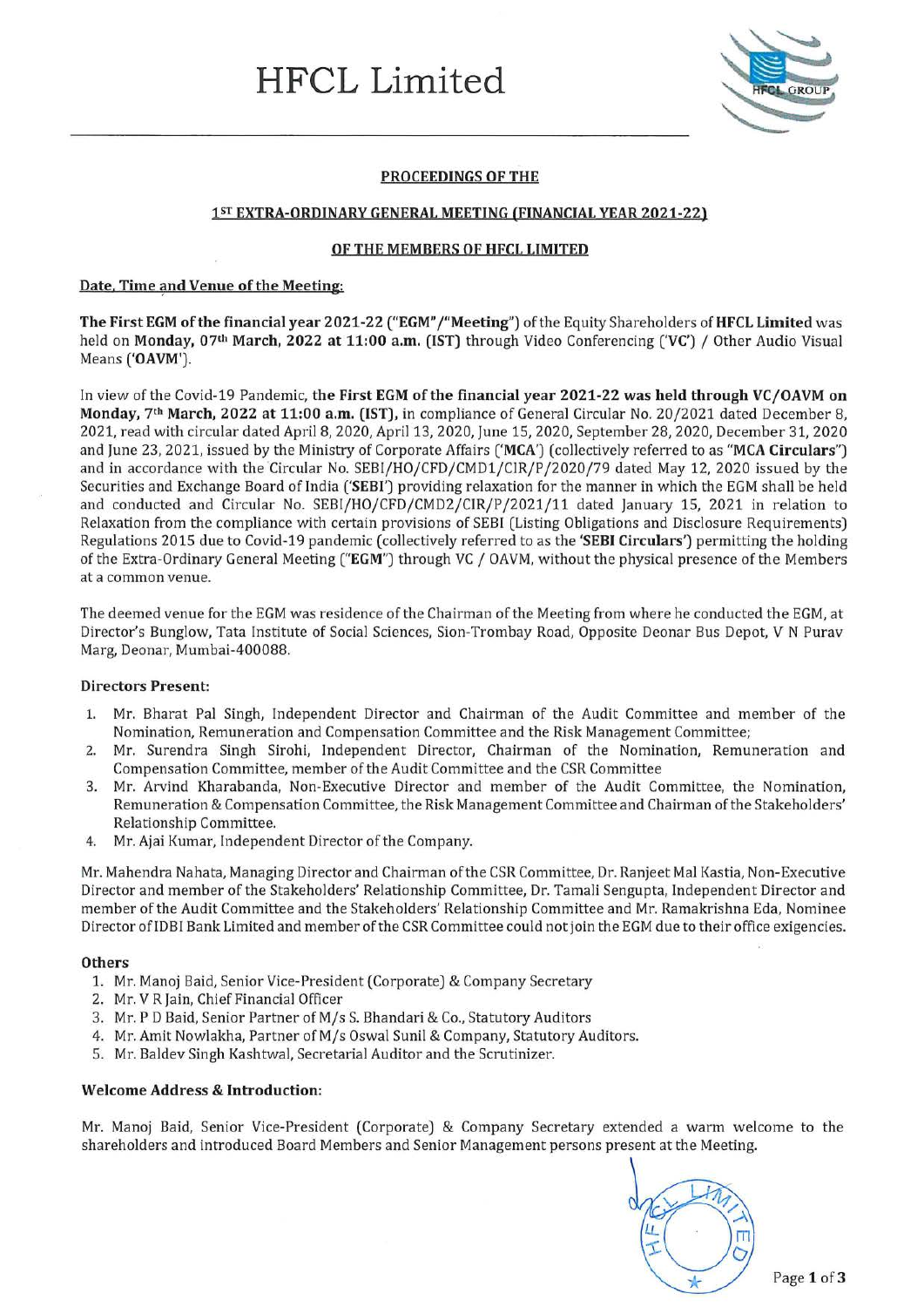# HFCL Limited

## PROCEEDINGS OF THE

## 1ST EXTRA-ORDINARY GENERAL MEETING (FINANCIAL YEAR 2021-22)

## OF THE MEMBERS OF HFCL LIMITED

**Date, Time and Venue of the Meeting:**

**The First EGM of the financial year 2021-22 ("EGM"/"Meeting")** of the Equity Shareholders of **HFCL Limited** was held on **Monday, 07th March, 2022 at 11:00 a.m. (IST)** through Video Conferencing ('**VC**') / Other Audio Visual Means (**'OAVM'**).

In view of the Covid-19 Pandemic, **the First EGM of the financial year 2021-22 was held through VC/OAVM on Monday, 7th March, 2022 at 11:00 a.m. (IST)**, in compliance of General Circular No. 20/2021 dated December 8, 2021, read with circular dated April 8, 2020, April 13, 2020, June 15, 2020, September 28, 2020, December 31, 2020 and June 23, 2021, issued by the Ministry of Corporate Affairs ('**MCA**') (collectively referred to as "**MCA Circulars**") and in accordance with the Circular No. SEBI/HO/CFD/CMD1/CIR/P/2020/79 dated May 12, 2020 issued by the Securities and Exchange Board of India ('**SEBI**') providing relaxation for the manner in which the EGM shall be held and conducted and Circular No. SEBI/HO/CFD/CMD2/CIR/P/2021/11 dated January 15, 2021 in relation to Relaxation from the compliance with certain provisions of SEBI (Listing Obligations and Disclosure Requirements) Regulations 2015 due to Covid-19 pandemic (collectively referred to as the **'SEBI Circulars'**) permitting the holding of the Extra-Ordinary General Meeting ("**EGM**") through VC / OAVM, without the physical presence of the Members at a common venue.

The deemed venue for the EGM was residence of the Chairman of the Meeting from where he conducted the EGM, at Director's Bunglow, Tata Institute of Social Sciences, Sion-Trombay Road, Opposite Deonar Bus Depot, V N Purav Marg, Deonar, Mumbai-400088.

**Directors Present:**

1. Mr. Bharat Pal Singh, Independent Director and Chairman of the Audit Committee and member of the Nomination, Remuneration and Compensation Committee and the Risk Management Committee;
2. Mr. Surendra Singh Sirohi, Independent Director, Chairman of the Nomination, Remuneration and Compensation Committee, member of the Audit Committee and the CSR Committee
3. Mr. Arvind Kharabanda, Non-Executive Director and member of the Audit Committee, the Nomination, Remuneration & Compensation Committee, the Risk Management Committee and Chairman of the Stakeholders' Relationship Committee.
4. Mr. Ajai Kumar, Independent Director of the Company.

Mr. Mahendra Nahata, Managing Director and Chairman of the CSR Committee, Dr. Ranjeet Mal Kastia, Non-Executive Director and member of the Stakeholders' Relationship Committee, Dr. Tamali Sengupta, Independent Director and member of the Audit Committee and the Stakeholders' Relationship Committee and Mr. Ramakrishna Eda, Nominee Director of IDBI Bank Limited and member of the CSR Committee could not join the EGM due to their office exigencies.

**Others**

1. Mr. Manoj Baid, Senior Vice-President (Corporate) & Company Secretary
2. Mr. V R Jain, Chief Financial Officer
3. Mr. P D Baid, Senior Partner of M/s S. Bhandari & Co., Statutory Auditors
4. Mr. Amit Nowlakha, Partner of M/s Oswal Sunil & Company, Statutory Auditors.
5. Mr. Baldev Singh Kashtwal, Secretarial Auditor and the Scrutinizer.

**Welcome Address & Introduction:**

Mr. Manoj Baid, Senior Vice-President (Corporate) & Company Secretary extended a warm welcome to the shareholders and introduced Board Members and Senior Management persons present at the Meeting.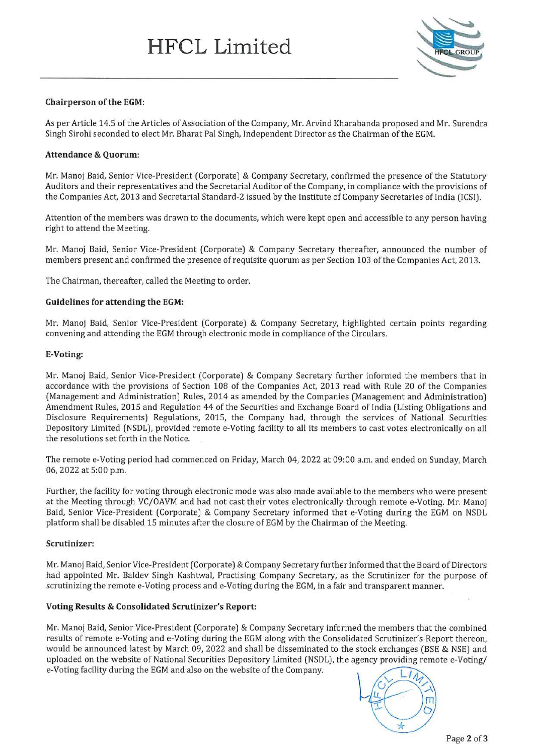#### Chairperson of the EGM:

As per Article 14.5 of the Articles of Association of the Company, Mr. Arvind Kharabanda proposed and Mr. Surendra Singh Sirohi seconded to elect Mr. Bharat Pal Singh, Independent Director as the Chairman of the EGM.

#### Attendance & Quorum:

Mr. Manoj Baid, Senior Vice-President (Corporate) & Company Secretary, confirmed the presence of the Statutory Auditors and their representatives and the Secretarial Auditor of the Company, in compliance with the provisions of the Companies Act, 2013 and Secretarial Standard-2 issued by the Institute of Company Secretaries of India (ICSI).

Attention of the members was drawn to the documents, which were kept open and accessible to any person having right to attend the Meeting.

Mr. Manoj Baid, Senior Vice-President (Corporate) & Company Secretary thereafter, announced the number of members present and confirmed the presence of requisite quorum as per Section 103 of the Companies Act, 2013.

The Chairman, thereafter, called the Meeting to order.

#### Guidelines for attending the EGM:

Mr. Manoj Baid, Senior Vice-President (Corporate) & Company Secretary, highlighted certain points regarding convening and attending the EGM through electronic mode in compliance of the Circulars.

#### E-Voting:

Mr. Manoj Baid, Senior Vice-President (Corporate) & Company Secretary further informed the members that in accordance with the provisions of Section 108 of the Companies Act, 2013 read with Rule 20 of the Companies (Management and Administration) Rules, 2014 as amended by the Companies (Management and Administration) Amendment Rules, 2015 and Regulation 44 of the Securities and Exchange Board of India (Listing Obligations and Disclosure Requirements) Regulations, 2015, the Company had, through the services of National Securities Depository Limited (NSDL), provided remote e-Voting facility to all its members to cast votes electronically on all the resolutions set forth in the Notice.

The remote e-Voting period had commenced on Friday, March 04, 2022 at 09:00 a.m. and ended on Sunday, March 06, 2022 at 5:00 p.m.

Further, the facility for voting through electronic mode was also made available to the members who were present at the Meeting through VC/OAVM and had not cast their votes electronically through remote e-Voting. Mr. Manoj Baid, Senior Vice-President (Corporate) & Company Secretary informed that e-Voting during the EGM on NSDL platform shall be disabled 15 minutes after the closure of EGM by the Chairman of the Meeting.

#### Scrutinizer:

Mr. Manoj Baid, Senior Vice-President (Corporate) & Company Secretary further informed that the Board of Directors had appointed Mr. Baldev Singh Kashtwal, Practising Company Secretary, as the Scrutinizer for the purpose of scrutinizing the remote e-Voting process and e-Voting during the EGM, in a fair and transparent manner.

#### Voting Results & Consolidated Scrutinizer's Report:

Mr. Manoj Baid, Senior Vice-President (Corporate) & Company Secretary informed the members that the combined results of remote e-Voting and e-Voting during the EGM along with the Consolidated Scrutinizer's Report thereon, would be announced latest by March 09, 2022 and shall be disseminated to the stock exchanges (BSE & NSE) and uploaded on the website of National Securities Depository Limited (NSDL), the agency providing remote e-Voting/ e-Voting facility during the EGM and also on the website of the Company.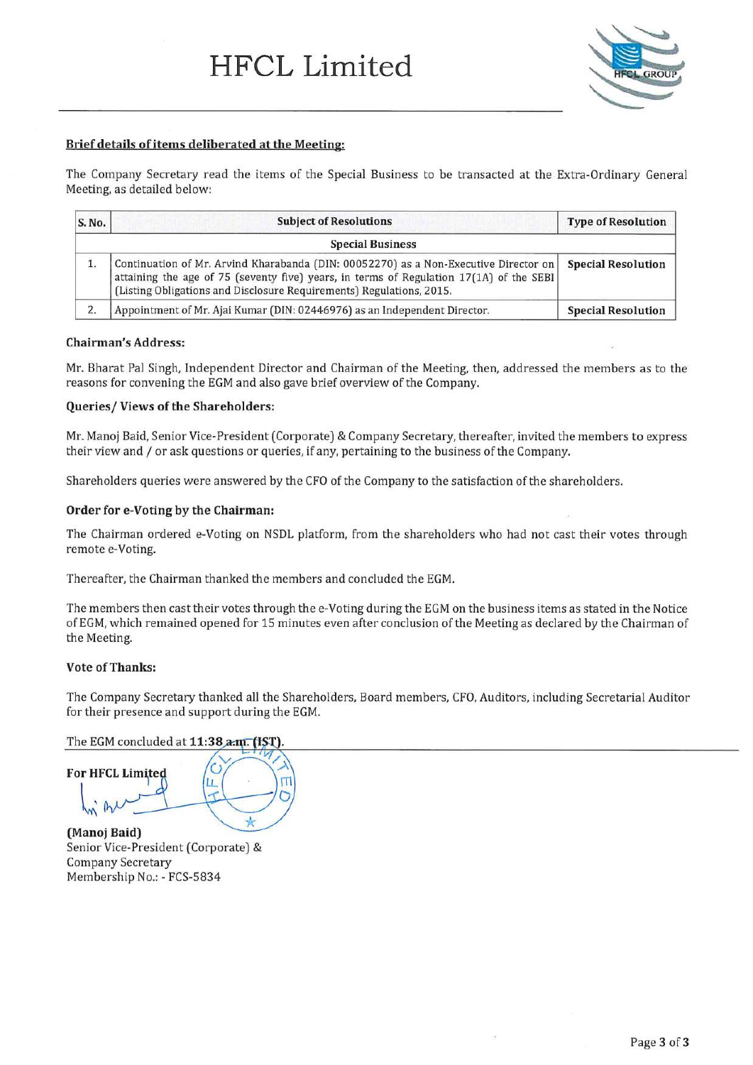# HFCL Limited

**Brief details of items deliberated at the Meeting:**

The Company Secretary read the items of the Special Business to be transacted at the Extra-Ordinary General Meeting, as detailed below:

| S. No. | Subject of Resolutions | Type of Resolution |
|---|---|---|
| | **Special Business** | |
| 1. | Continuation of Mr. Arvind Kharabanda (DIN: 00052270) as a Non-Executive Director on attaining the age of 75 (seventy five) years, in terms of Regulation 17(1A) of the SEBI (Listing Obligations and Disclosure Requirements) Regulations, 2015. | **Special Resolution** |
| 2. | Appointment of Mr. Ajai Kumar (DIN: 02446976) as an Independent Director. | **Special Resolution** |

### Chairman's Address:

Mr. Bharat Pal Singh, Independent Director and Chairman of the Meeting, then, addressed the members as to the reasons for convening the EGM and also gave brief overview of the Company.

### Queries/ Views of the Shareholders:

Mr. Manoj Baid, Senior Vice-President (Corporate) & Company Secretary, thereafter, invited the members to express their view and / or ask questions or queries, if any, pertaining to the business of the Company.

Shareholders queries were answered by the CFO of the Company to the satisfaction of the shareholders.

### Order for e-Voting by the Chairman:

The Chairman ordered e-Voting on NSDL platform, from the shareholders who had not cast their votes through remote e-Voting.

Thereafter, the Chairman thanked the members and concluded the EGM.

The members then cast their votes through the e-Voting during the EGM on the business items as stated in the Notice of EGM, which remained opened for 15 minutes even after conclusion of the Meeting as declared by the Chairman of the Meeting.

### Vote of Thanks:

The Company Secretary thanked all the Shareholders, Board members, CFO, Auditors, including Secretarial Auditor for their presence and support during the EGM.

The EGM concluded at **11:38 a.m. (IST)**.

**For HFCL Limited**

**(Manoj Baid)**
Senior Vice-President (Corporate) &
Company Secretary
Membership No.: - FCS-5834